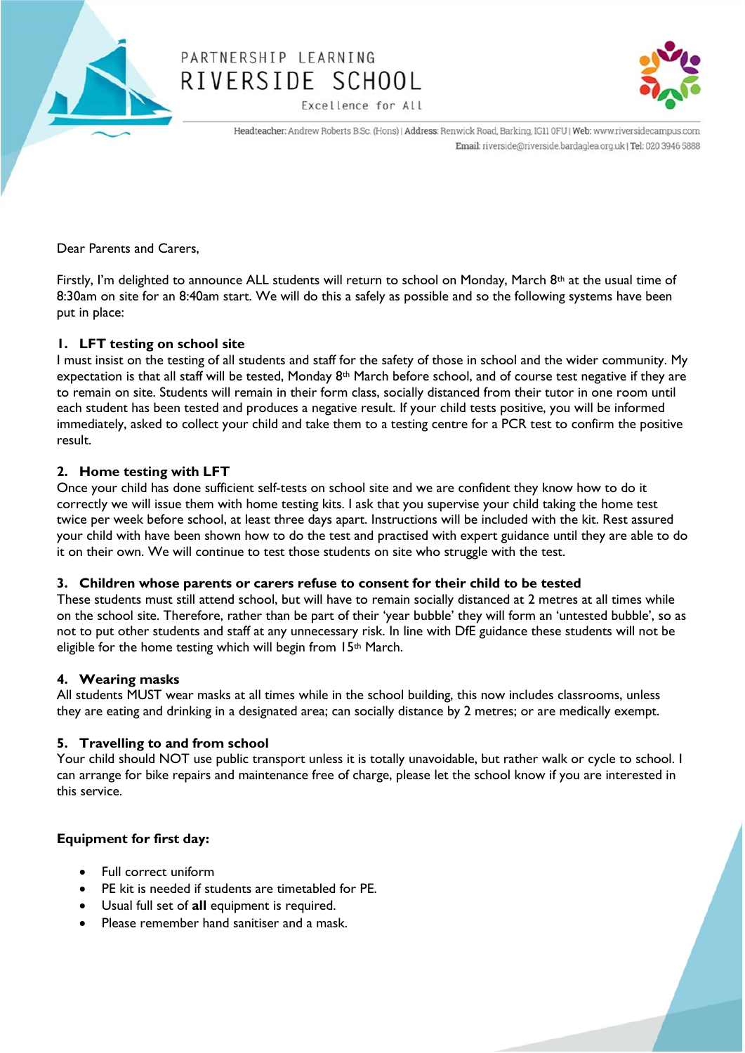PARTNERSHIP LEARNING

# RIVERSIDE SCHOOL

Excellence for All

Headteacher: Andrew Roberts B.Sc. (Hons) | Address: Renwick Road, Barking, IG11 0FU | Web: www.riversidecampus.com
Email: riverside@riverside.bardaglea.org.uk | Tel: 020 3946 5888

Dear Parents and Carers,

Firstly, I'm delighted to announce ALL students will return to school on Monday, March 8th at the usual time of 8:30am on site for an 8:40am start. We will do this a safely as possible and so the following systems have been put in place:

### 1. LFT testing on school site

I must insist on the testing of all students and staff for the safety of those in school and the wider community. My expectation is that all staff will be tested, Monday 8th March before school, and of course test negative if they are to remain on site. Students will remain in their form class, socially distanced from their tutor in one room until each student has been tested and produces a negative result. If your child tests positive, you will be informed immediately, asked to collect your child and take them to a testing centre for a PCR test to confirm the positive result.

### 2. Home testing with LFT

Once your child has done sufficient self-tests on school site and we are confident they know how to do it correctly we will issue them with home testing kits. I ask that you supervise your child taking the home test twice per week before school, at least three days apart. Instructions will be included with the kit. Rest assured your child with have been shown how to do the test and practised with expert guidance until they are able to do it on their own. We will continue to test those students on site who struggle with the test.

### 3. Children whose parents or carers refuse to consent for their child to be tested

These students must still attend school, but will have to remain socially distanced at 2 metres at all times while on the school site. Therefore, rather than be part of their 'year bubble' they will form an 'untested bubble', so as not to put other students and staff at any unnecessary risk. In line with DfE guidance these students will not be eligible for the home testing which will begin from 15th March.

### 4. Wearing masks

All students MUST wear masks at all times while in the school building, this now includes classrooms, unless they are eating and drinking in a designated area; can socially distance by 2 metres; or are medically exempt.

### 5. Travelling to and from school

Your child should NOT use public transport unless it is totally unavoidable, but rather walk or cycle to school. I can arrange for bike repairs and maintenance free of charge, please let the school know if you are interested in this service.

**Equipment for first day:**

- Full correct uniform
- PE kit is needed if students are timetabled for PE.
- Usual full set of **all** equipment is required.
- Please remember hand sanitiser and a mask.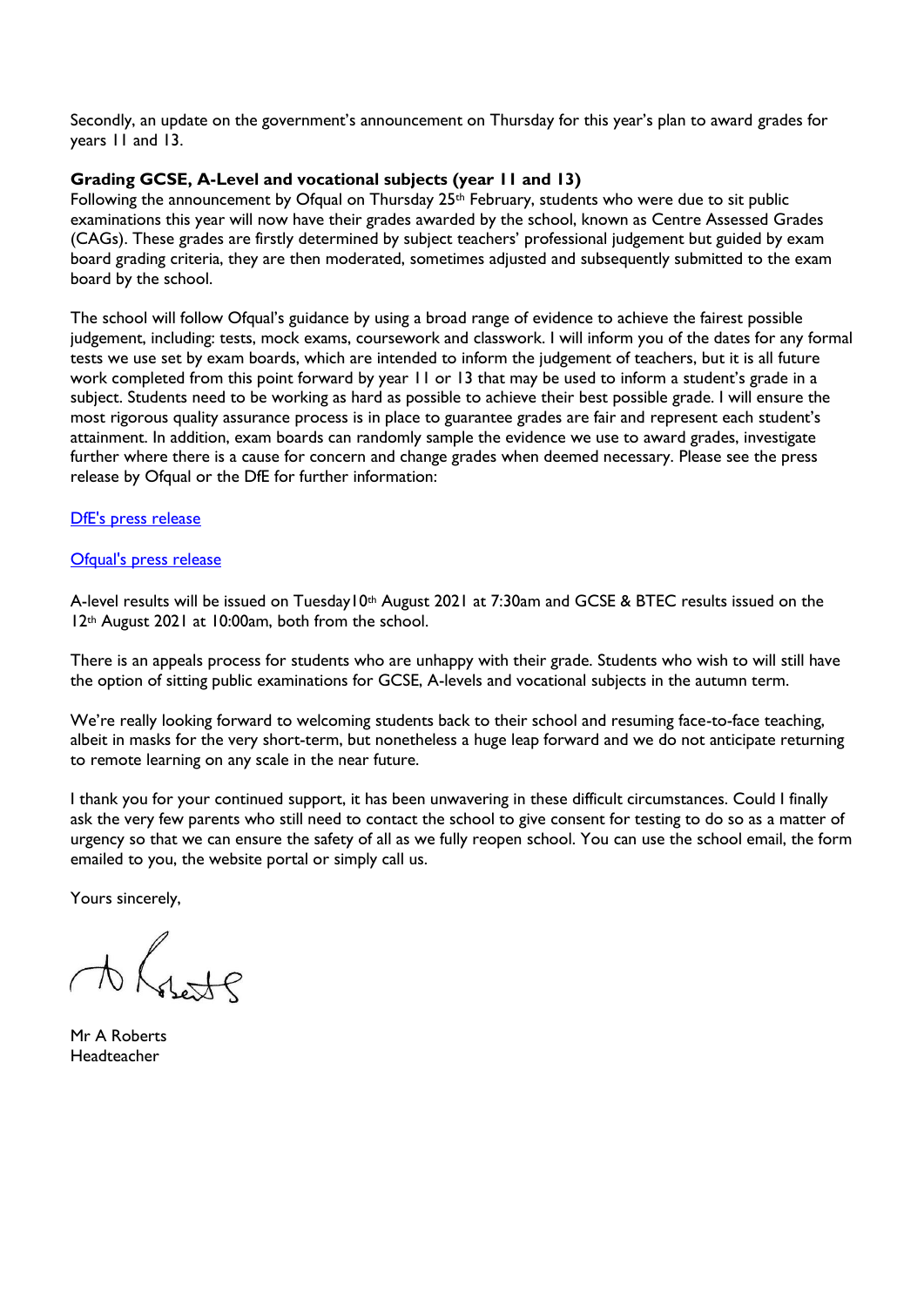Secondly, an update on the government's announcement on Thursday for this year's plan to award grades for years 11 and 13.

**Grading GCSE, A-Level and vocational subjects (year 11 and 13)**

Following the announcement by Ofqual on Thursday 25th February, students who were due to sit public examinations this year will now have their grades awarded by the school, known as Centre Assessed Grades (CAGs). These grades are firstly determined by subject teachers' professional judgement but guided by exam board grading criteria, they are then moderated, sometimes adjusted and subsequently submitted to the exam board by the school.

The school will follow Ofqual's guidance by using a broad range of evidence to achieve the fairest possible judgement, including: tests, mock exams, coursework and classwork. I will inform you of the dates for any formal tests we use set by exam boards, which are intended to inform the judgement of teachers, but it is all future work completed from this point forward by year 11 or 13 that may be used to inform a student's grade in a subject. Students need to be working as hard as possible to achieve their best possible grade. I will ensure the most rigorous quality assurance process is in place to guarantee grades are fair and represent each student's attainment. In addition, exam boards can randomly sample the evidence we use to award grades, investigate further where there is a cause for concern and change grades when deemed necessary. Please see the press release by Ofqual or the DfE for further information:

DfE's press release

Ofqual's press release

A-level results will be issued on Tuesday10th August 2021 at 7:30am and GCSE & BTEC results issued on the 12th August 2021 at 10:00am, both from the school.

There is an appeals process for students who are unhappy with their grade. Students who wish to will still have the option of sitting public examinations for GCSE, A-levels and vocational subjects in the autumn term.

We're really looking forward to welcoming students back to their school and resuming face-to-face teaching, albeit in masks for the very short-term, but nonetheless a huge leap forward and we do not anticipate returning to remote learning on any scale in the near future.

I thank you for your continued support, it has been unwavering in these difficult circumstances. Could I finally ask the very few parents who still need to contact the school to give consent for testing to do so as a matter of urgency so that we can ensure the safety of all as we fully reopen school. You can use the school email, the form emailed to you, the website portal or simply call us.

Yours sincerely,

Mr A Roberts
Headteacher